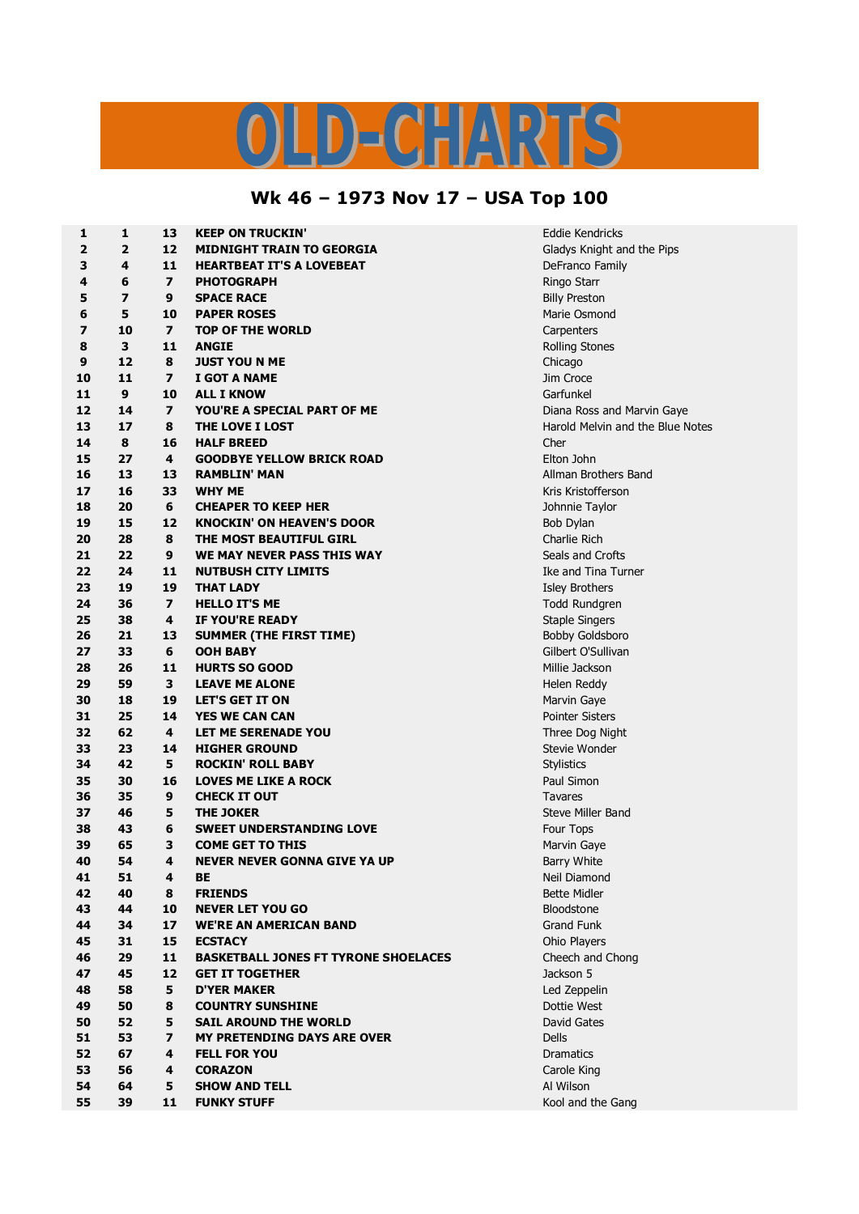# OLD-CHARTS

## Wk 46 – 1973 Nov 17 – USA Top 100

| | | | | |
|---|---|---|---|---|
| **1** | **1** | **13** | **KEEP ON TRUCKIN'** | Eddie Kendricks |
| **2** | **2** | **12** | **MIDNIGHT TRAIN TO GEORGIA** | Gladys Knight and the Pips |
| **3** | **4** | **11** | **HEARTBEAT IT'S A LOVEBEAT** | DeFranco Family |
| **4** | **6** | **7** | **PHOTOGRAPH** | Ringo Starr |
| **5** | **7** | **9** | **SPACE RACE** | Billy Preston |
| **6** | **5** | **10** | **PAPER ROSES** | Marie Osmond |
| **7** | **10** | **7** | **TOP OF THE WORLD** | Carpenters |
| **8** | **3** | **11** | **ANGIE** | Rolling Stones |
| **9** | **12** | **8** | **JUST YOU N ME** | Chicago |
| **10** | **11** | **7** | **I GOT A NAME** | Jim Croce |
| **11** | **9** | **10** | **ALL I KNOW** | Garfunkel |
| **12** | **14** | **7** | **YOU'RE A SPECIAL PART OF ME** | Diana Ross and Marvin Gaye |
| **13** | **17** | **8** | **THE LOVE I LOST** | Harold Melvin and the Blue Notes |
| **14** | **8** | **16** | **HALF BREED** | Cher |
| **15** | **27** | **4** | **GOODBYE YELLOW BRICK ROAD** | Elton John |
| **16** | **13** | **13** | **RAMBLIN' MAN** | Allman Brothers Band |
| **17** | **16** | **33** | **WHY ME** | Kris Kristofferson |
| **18** | **20** | **6** | **CHEAPER TO KEEP HER** | Johnnie Taylor |
| **19** | **15** | **12** | **KNOCKIN' ON HEAVEN'S DOOR** | Bob Dylan |
| **20** | **28** | **8** | **THE MOST BEAUTIFUL GIRL** | Charlie Rich |
| **21** | **22** | **9** | **WE MAY NEVER PASS THIS WAY** | Seals and Crofts |
| **22** | **24** | **11** | **NUTBUSH CITY LIMITS** | Ike and Tina Turner |
| **23** | **19** | **19** | **THAT LADY** | Isley Brothers |
| **24** | **36** | **7** | **HELLO IT'S ME** | Todd Rundgren |
| **25** | **38** | **4** | **IF YOU'RE READY** | Staple Singers |
| **26** | **21** | **13** | **SUMMER (THE FIRST TIME)** | Bobby Goldsboro |
| **27** | **33** | **6** | **OOH BABY** | Gilbert O'Sullivan |
| **28** | **26** | **11** | **HURTS SO GOOD** | Millie Jackson |
| **29** | **59** | **3** | **LEAVE ME ALONE** | Helen Reddy |
| **30** | **18** | **19** | **LET'S GET IT ON** | Marvin Gaye |
| **31** | **25** | **14** | **YES WE CAN CAN** | Pointer Sisters |
| **32** | **62** | **4** | **LET ME SERENADE YOU** | Three Dog Night |
| **33** | **23** | **14** | **HIGHER GROUND** | Stevie Wonder |
| **34** | **42** | **5** | **ROCKIN' ROLL BABY** | Stylistics |
| **35** | **30** | **16** | **LOVES ME LIKE A ROCK** | Paul Simon |
| **36** | **35** | **9** | **CHECK IT OUT** | Tavares |
| **37** | **46** | **5** | **THE JOKER** | Steve Miller Band |
| **38** | **43** | **6** | **SWEET UNDERSTANDING LOVE** | Four Tops |
| **39** | **65** | **3** | **COME GET TO THIS** | Marvin Gaye |
| **40** | **54** | **4** | **NEVER NEVER GONNA GIVE YA UP** | Barry White |
| **41** | **51** | **4** | **BE** | Neil Diamond |
| **42** | **40** | **8** | **FRIENDS** | Bette Midler |
| **43** | **44** | **10** | **NEVER LET YOU GO** | Bloodstone |
| **44** | **34** | **17** | **WE'RE AN AMERICAN BAND** | Grand Funk |
| **45** | **31** | **15** | **ECSTACY** | Ohio Players |
| **46** | **29** | **11** | **BASKETBALL JONES FT TYRONE SHOELACES** | Cheech and Chong |
| **47** | **45** | **12** | **GET IT TOGETHER** | Jackson 5 |
| **48** | **58** | **5** | **D'YER MAKER** | Led Zeppelin |
| **49** | **50** | **8** | **COUNTRY SUNSHINE** | Dottie West |
| **50** | **52** | **5** | **SAIL AROUND THE WORLD** | David Gates |
| **51** | **53** | **7** | **MY PRETENDING DAYS ARE OVER** | Dells |
| **52** | **67** | **4** | **FELL FOR YOU** | Dramatics |
| **53** | **56** | **4** | **CORAZON** | Carole King |
| **54** | **64** | **5** | **SHOW AND TELL** | Al Wilson |
| **55** | **39** | **11** | **FUNKY STUFF** | Kool and the Gang |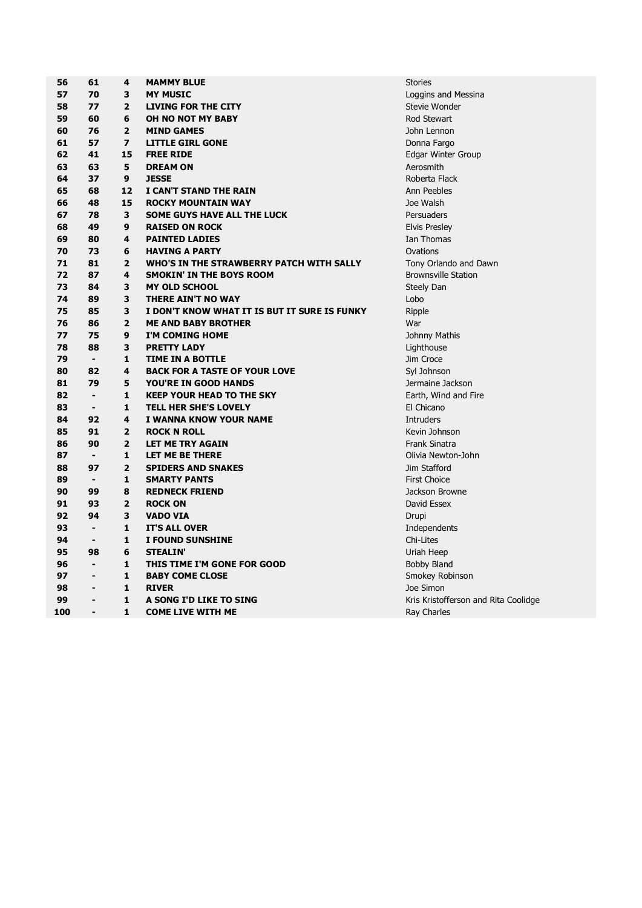| | | | | |
|---|---|---|---|---|
| **56** | **61** | **4** | **MAMMY BLUE** | Stories |
| **57** | **70** | **3** | **MY MUSIC** | Loggins and Messina |
| **58** | **77** | **2** | **LIVING FOR THE CITY** | Stevie Wonder |
| **59** | **60** | **6** | **OH NO NOT MY BABY** | Rod Stewart |
| **60** | **76** | **2** | **MIND GAMES** | John Lennon |
| **61** | **57** | **7** | **LITTLE GIRL GONE** | Donna Fargo |
| **62** | **41** | **15** | **FREE RIDE** | Edgar Winter Group |
| **63** | **63** | **5** | **DREAM ON** | Aerosmith |
| **64** | **37** | **9** | **JESSE** | Roberta Flack |
| **65** | **68** | **12** | **I CAN'T STAND THE RAIN** | Ann Peebles |
| **66** | **48** | **15** | **ROCKY MOUNTAIN WAY** | Joe Walsh |
| **67** | **78** | **3** | **SOME GUYS HAVE ALL THE LUCK** | Persuaders |
| **68** | **49** | **9** | **RAISED ON ROCK** | Elvis Presley |
| **69** | **80** | **4** | **PAINTED LADIES** | Ian Thomas |
| **70** | **73** | **6** | **HAVING A PARTY** | Ovations |
| **71** | **81** | **2** | **WHO'S IN THE STRAWBERRY PATCH WITH SALLY** | Tony Orlando and Dawn |
| **72** | **87** | **4** | **SMOKIN' IN THE BOYS ROOM** | Brownsville Station |
| **73** | **84** | **3** | **MY OLD SCHOOL** | Steely Dan |
| **74** | **89** | **3** | **THERE AIN'T NO WAY** | Lobo |
| **75** | **85** | **3** | **I DON'T KNOW WHAT IT IS BUT IT SURE IS FUNKY** | Ripple |
| **76** | **86** | **2** | **ME AND BABY BROTHER** | War |
| **77** | **75** | **9** | **I'M COMING HOME** | Johnny Mathis |
| **78** | **88** | **3** | **PRETTY LADY** | Lighthouse |
| **79** | **-** | **1** | **TIME IN A BOTTLE** | Jim Croce |
| **80** | **82** | **4** | **BACK FOR A TASTE OF YOUR LOVE** | Syl Johnson |
| **81** | **79** | **5** | **YOU'RE IN GOOD HANDS** | Jermaine Jackson |
| **82** | **-** | **1** | **KEEP YOUR HEAD TO THE SKY** | Earth, Wind and Fire |
| **83** | **-** | **1** | **TELL HER SHE'S LOVELY** | El Chicano |
| **84** | **92** | **4** | **I WANNA KNOW YOUR NAME** | Intruders |
| **85** | **91** | **2** | **ROCK N ROLL** | Kevin Johnson |
| **86** | **90** | **2** | **LET ME TRY AGAIN** | Frank Sinatra |
| **87** | **-** | **1** | **LET ME BE THERE** | Olivia Newton-John |
| **88** | **97** | **2** | **SPIDERS AND SNAKES** | Jim Stafford |
| **89** | **-** | **1** | **SMARTY PANTS** | First Choice |
| **90** | **99** | **8** | **REDNECK FRIEND** | Jackson Browne |
| **91** | **93** | **2** | **ROCK ON** | David Essex |
| **92** | **94** | **3** | **VADO VIA** | Drupi |
| **93** | **-** | **1** | **IT'S ALL OVER** | Independents |
| **94** | **-** | **1** | **I FOUND SUNSHINE** | Chi-Lites |
| **95** | **98** | **6** | **STEALIN'** | Uriah Heep |
| **96** | **-** | **1** | **THIS TIME I'M GONE FOR GOOD** | Bobby Bland |
| **97** | **-** | **1** | **BABY COME CLOSE** | Smokey Robinson |
| **98** | **-** | **1** | **RIVER** | Joe Simon |
| **99** | **-** | **1** | **A SONG I'D LIKE TO SING** | Kris Kristofferson and Rita Coolidge |
| **100** | **-** | **1** | **COME LIVE WITH ME** | Ray Charles |